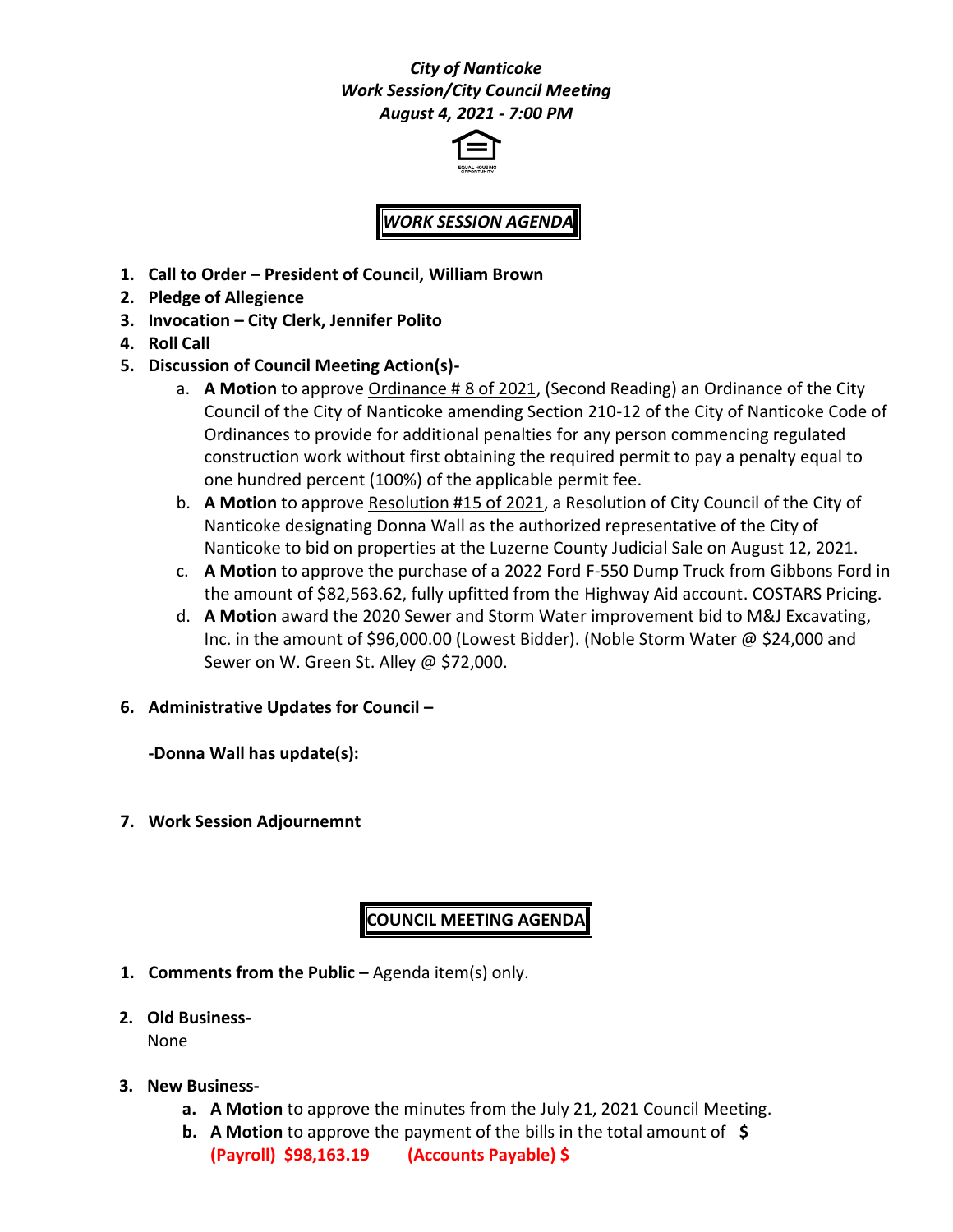***City of Nanticoke***
***Work Session/City Council Meeting***
***August 4, 2021 - 7:00 PM***

## ***WORK SESSION AGENDA***

1. **Call to Order – President of Council, William Brown**
2. **Pledge of Allegience**
3. **Invocation – City Clerk, Jennifer Polito**
4. **Roll Call**
5. **Discussion of Council Meeting Action(s)-**
   a. **A Motion** to approve Ordinance # 8 of 2021, (Second Reading) an Ordinance of the City Council of the City of Nanticoke amending Section 210-12 of the City of Nanticoke Code of Ordinances to provide for additional penalties for any person commencing regulated construction work without first obtaining the required permit to pay a penalty equal to one hundred percent (100%) of the applicable permit fee.
   b. **A Motion** to approve Resolution #15 of 2021, a Resolution of City Council of the City of Nanticoke designating Donna Wall as the authorized representative of the City of Nanticoke to bid on properties at the Luzerne County Judicial Sale on August 12, 2021.
   c. **A Motion** to approve the purchase of a 2022 Ford F-550 Dump Truck from Gibbons Ford in the amount of $82,563.62, fully upfitted from the Highway Aid account. COSTARS Pricing.
   d. **A Motion** award the 2020 Sewer and Storm Water improvement bid to M&J Excavating, Inc. in the amount of $96,000.00 (Lowest Bidder). (Noble Storm Water @ $24,000 and Sewer on W. Green St. Alley @ $72,000.

6. **Administrative Updates for Council –**

   **-Donna Wall has update(s):**

7. **Work Session Adjournemnt**

## **COUNCIL MEETING AGENDA**

1. **Comments from the Public –** Agenda item(s) only.

2. **Old Business-**
   None

3. **New Business-**
   **a. A Motion** to approve the minutes from the July 21, 2021 Council Meeting.
   **b. A Motion** to approve the payment of the bills in the total amount of **$**
   **(Payroll) $98,163.19 (Accounts Payable) $**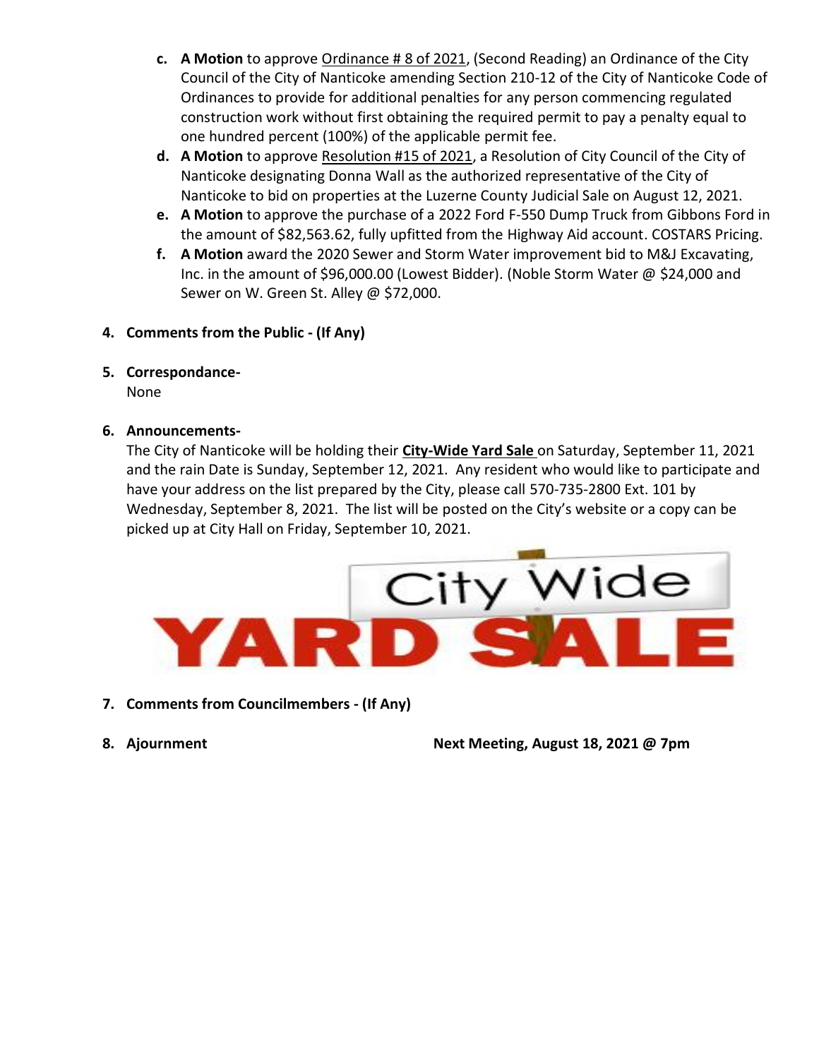- **c. A Motion** to approve Ordinance # 8 of 2021, (Second Reading) an Ordinance of the City Council of the City of Nanticoke amending Section 210-12 of the City of Nanticoke Code of Ordinances to provide for additional penalties for any person commencing regulated construction work without first obtaining the required permit to pay a penalty equal to one hundred percent (100%) of the applicable permit fee.
- **d. A Motion** to approve Resolution #15 of 2021, a Resolution of City Council of the City of Nanticoke designating Donna Wall as the authorized representative of the City of Nanticoke to bid on properties at the Luzerne County Judicial Sale on August 12, 2021.
- **e. A Motion** to approve the purchase of a 2022 Ford F-550 Dump Truck from Gibbons Ford in the amount of $82,563.62, fully upfitted from the Highway Aid account. COSTARS Pricing.
- **f. A Motion** award the 2020 Sewer and Storm Water improvement bid to M&J Excavating, Inc. in the amount of $96,000.00 (Lowest Bidder). (Noble Storm Water @ $24,000 and Sewer on W. Green St. Alley @ $72,000.

**4. Comments from the Public - (If Any)**

**5. Correspondance-**

None

**6. Announcements-**

The City of Nanticoke will be holding their **City-Wide Yard Sale** on Saturday, September 11, 2021 and the rain Date is Sunday, September 12, 2021. Any resident who would like to participate and have your address on the list prepared by the City, please call 570-735-2800 Ext. 101 by Wednesday, September 8, 2021. The list will be posted on the City's website or a copy can be picked up at City Hall on Friday, September 10, 2021.

**7. Comments from Councilmembers - (If Any)**

**8. Ajournment** **Next Meeting, August 18, 2021 @ 7pm**